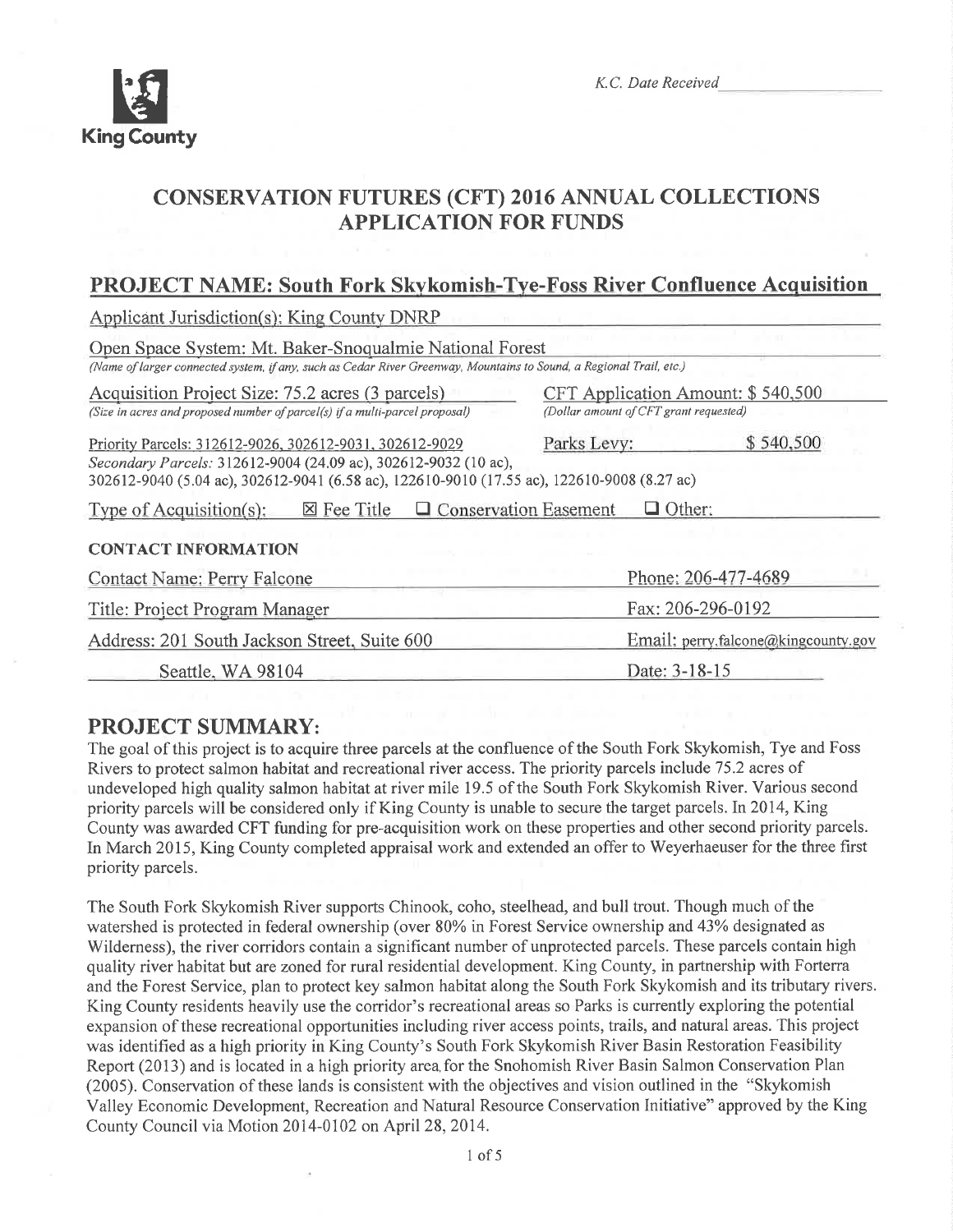King County

*K.C. Date Received* ____________

# CONSERVATION FUTURES (CFT) 2016 ANNUAL COLLECTIONS APPLICATION FOR FUNDS

## PROJECT NAME: South Fork Skykomish-Tye-Foss River Confluence Acquisition

Applicant Jurisdiction(s): King County DNRP

Open Space System: Mt. Baker-Snoqualmie National Forest
*(Name of larger connected system, if any, such as Cedar River Greenway, Mountains to Sound, a Regional Trail, etc.)*

Acquisition Project Size: 75.2 acres (3 parcels)
*(Size in acres and proposed number of parcel(s) if a multi-parcel proposal)*

CFT Application Amount: $ 540,500
*(Dollar amount of CFT grant requested)*

Priority Parcels: 312612-9026, 302612-9031, 302612-9029

Parks Levy: $ 540,500

*Secondary Parcels:* 312612-9004 (24.09 ac), 302612-9032 (10 ac), 302612-9040 (5.04 ac), 302612-9041 (6.58 ac), 122610-9010 (17.55 ac), 122610-9008 (8.27 ac)

Type of Acquisition(s): ☒ Fee Title ☐ Conservation Easement ☐ Other:

**CONTACT INFORMATION**

| | |
|---|---|
| Contact Name: Perry Falcone | Phone: 206-477-4689 |
| Title: Project Program Manager | Fax: 206-296-0192 |
| Address: 201 South Jackson Street, Suite 600 | Email: perry.falcone@kingcounty.gov |
| Seattle, WA 98104 | Date: 3-18-15 |

## PROJECT SUMMARY:

The goal of this project is to acquire three parcels at the confluence of the South Fork Skykomish, Tye and Foss Rivers to protect salmon habitat and recreational river access. The priority parcels include 75.2 acres of undeveloped high quality salmon habitat at river mile 19.5 of the South Fork Skykomish River. Various second priority parcels will be considered only if King County is unable to secure the target parcels. In 2014, King County was awarded CFT funding for pre-acquisition work on these properties and other second priority parcels. In March 2015, King County completed appraisal work and extended an offer to Weyerhaeuser for the three first priority parcels.

The South Fork Skykomish River supports Chinook, coho, steelhead, and bull trout. Though much of the watershed is protected in federal ownership (over 80% in Forest Service ownership and 43% designated as Wilderness), the river corridors contain a significant number of unprotected parcels. These parcels contain high quality river habitat but are zoned for rural residential development. King County, in partnership with Forterra and the Forest Service, plan to protect key salmon habitat along the South Fork Skykomish and its tributary rivers. King County residents heavily use the corridor's recreational areas so Parks is currently exploring the potential expansion of these recreational opportunities including river access points, trails, and natural areas. This project was identified as a high priority in King County's South Fork Skykomish River Basin Restoration Feasibility Report (2013) and is located in a high priority area for the Snohomish River Basin Salmon Conservation Plan (2005). Conservation of these lands is consistent with the objectives and vision outlined in the "Skykomish Valley Economic Development, Recreation and Natural Resource Conservation Initiative" approved by the King County Council via Motion 2014-0102 on April 28, 2014.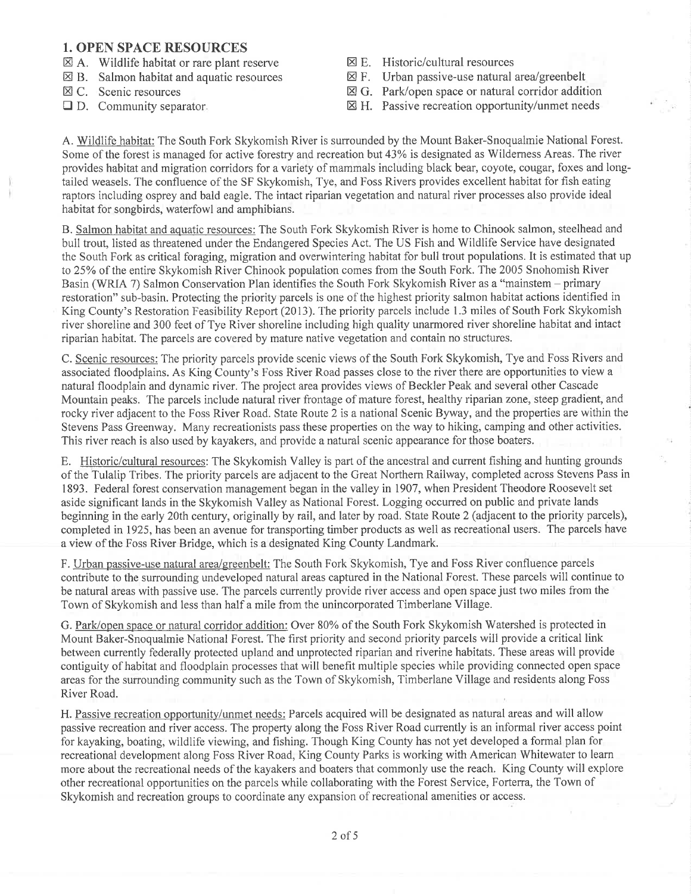## 1. OPEN SPACE RESOURCES

- ☒ A. Wildlife habitat or rare plant reserve
- ☒ B. Salmon habitat and aquatic resources
- ☒ C. Scenic resources
- ☐ D. Community separator
- ☒ E. Historic/cultural resources
- ☒ F. Urban passive-use natural area/greenbelt
- ☒ G. Park/open space or natural corridor addition
- ☒ H. Passive recreation opportunity/unmet needs

A. Wildlife habitat: The South Fork Skykomish River is surrounded by the Mount Baker-Snoqualmie National Forest. Some of the forest is managed for active forestry and recreation but 43% is designated as Wilderness Areas. The river provides habitat and migration corridors for a variety of mammals including black bear, coyote, cougar, foxes and long-tailed weasels. The confluence of the SF Skykomish, Tye, and Foss Rivers provides excellent habitat for fish eating raptors including osprey and bald eagle. The intact riparian vegetation and natural river processes also provide ideal habitat for songbirds, waterfowl and amphibians.

B. Salmon habitat and aquatic resources: The South Fork Skykomish River is home to Chinook salmon, steelhead and bull trout, listed as threatened under the Endangered Species Act. The US Fish and Wildlife Service have designated the South Fork as critical foraging, migration and overwintering habitat for bull trout populations. It is estimated that up to 25% of the entire Skykomish River Chinook population comes from the South Fork. The 2005 Snohomish River Basin (WRIA 7) Salmon Conservation Plan identifies the South Fork Skykomish River as a "mainstem – primary restoration" sub-basin. Protecting the priority parcels is one of the highest priority salmon habitat actions identified in King County's Restoration Feasibility Report (2013). The priority parcels include 1.3 miles of South Fork Skykomish river shoreline and 300 feet of Tye River shoreline including high quality unarmored river shoreline habitat and intact riparian habitat. The parcels are covered by mature native vegetation and contain no structures.

C. Scenic resources: The priority parcels provide scenic views of the South Fork Skykomish, Tye and Foss Rivers and associated floodplains. As King County's Foss River Road passes close to the river there are opportunities to view a natural floodplain and dynamic river. The project area provides views of Beckler Peak and several other Cascade Mountain peaks. The parcels include natural river frontage of mature forest, healthy riparian zone, steep gradient, and rocky river adjacent to the Foss River Road. State Route 2 is a national Scenic Byway, and the properties are within the Stevens Pass Greenway. Many recreationists pass these properties on the way to hiking, camping and other activities. This river reach is also used by kayakers, and provide a natural scenic appearance for those boaters.

E. Historic/cultural resources: The Skykomish Valley is part of the ancestral and current fishing and hunting grounds of the Tulalip Tribes. The priority parcels are adjacent to the Great Northern Railway, completed across Stevens Pass in 1893. Federal forest conservation management began in the valley in 1907, when President Theodore Roosevelt set aside significant lands in the Skykomish Valley as National Forest. Logging occurred on public and private lands beginning in the early 20th century, originally by rail, and later by road. State Route 2 (adjacent to the priority parcels), completed in 1925, has been an avenue for transporting timber products as well as recreational users. The parcels have a view of the Foss River Bridge, which is a designated King County Landmark.

F. Urban passive-use natural area/greenbelt: The South Fork Skykomish, Tye and Foss River confluence parcels contribute to the surrounding undeveloped natural areas captured in the National Forest. These parcels will continue to be natural areas with passive use. The parcels currently provide river access and open space just two miles from the Town of Skykomish and less than half a mile from the unincorporated Timberlane Village.

G. Park/open space or natural corridor addition: Over 80% of the South Fork Skykomish Watershed is protected in Mount Baker-Snoqualmie National Forest. The first priority and second priority parcels will provide a critical link between currently federally protected upland and unprotected riparian and riverine habitats. These areas will provide contiguity of habitat and floodplain processes that will benefit multiple species while providing connected open space areas for the surrounding community such as the Town of Skykomish, Timberlane Village and residents along Foss River Road.

H. Passive recreation opportunity/unmet needs: Parcels acquired will be designated as natural areas and will allow passive recreation and river access. The property along the Foss River Road currently is an informal river access point for kayaking, boating, wildlife viewing, and fishing. Though King County has not yet developed a formal plan for recreational development along Foss River Road, King County Parks is working with American Whitewater to learn more about the recreational needs of the kayakers and boaters that commonly use the reach. King County will explore other recreational opportunities on the parcels while collaborating with the Forest Service, Forterra, the Town of Skykomish and recreation groups to coordinate any expansion of recreational amenities or access.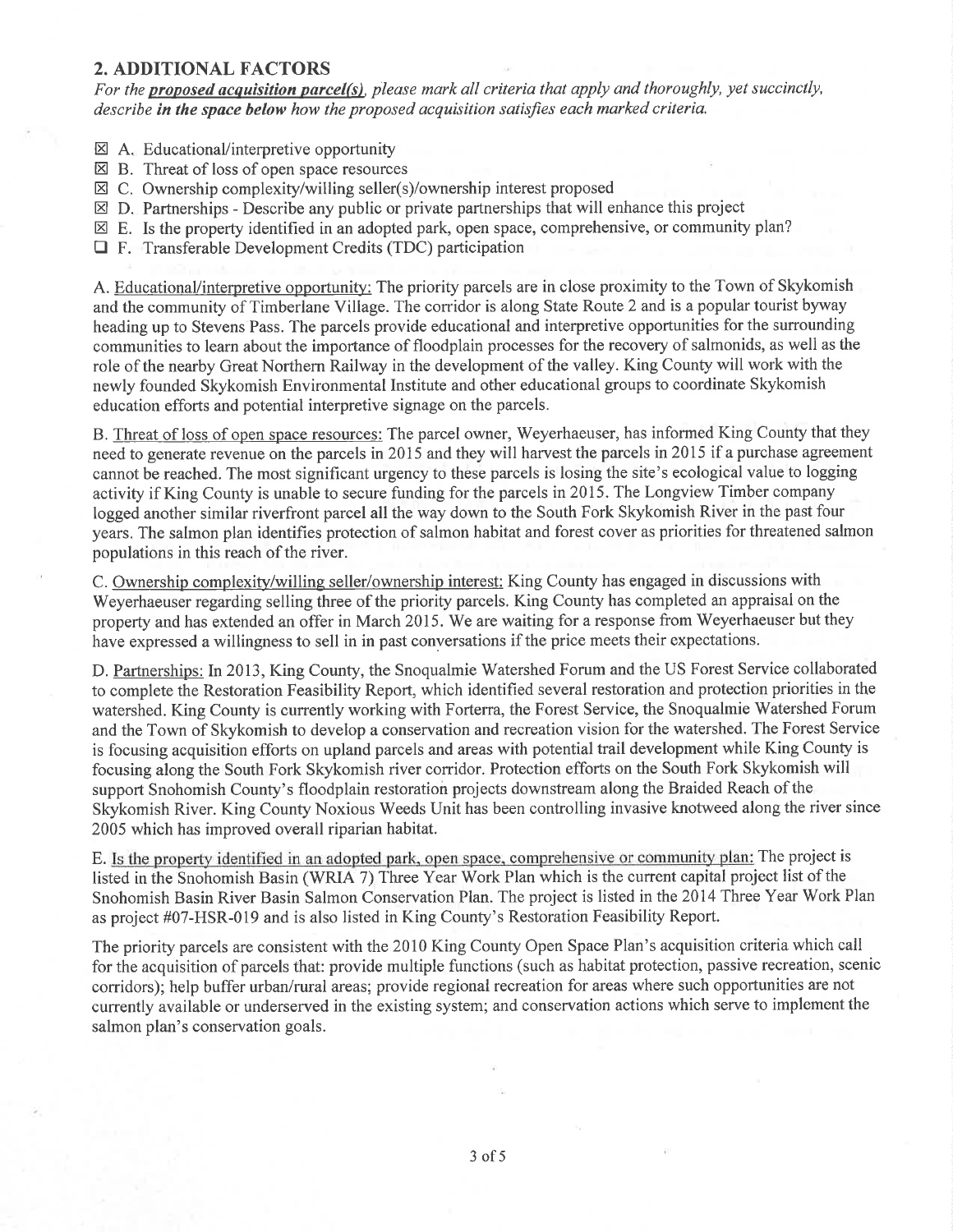## 2. ADDITIONAL FACTORS

*For the* ***proposed acquisition parcel(s)****, please mark all criteria that apply and thoroughly, yet succinctly, describe* ***in the space below*** *how the proposed acquisition satisfies each marked criteria.*

- ☒ A. Educational/interpretive opportunity
- ☒ B. Threat of loss of open space resources
- ☒ C. Ownership complexity/willing seller(s)/ownership interest proposed
- ☒ D. Partnerships - Describe any public or private partnerships that will enhance this project
- ☒ E. Is the property identified in an adopted park, open space, comprehensive, or community plan?
- ☐ F. Transferable Development Credits (TDC) participation

A. Educational/interpretive opportunity: The priority parcels are in close proximity to the Town of Skykomish and the community of Timberlane Village. The corridor is along State Route 2 and is a popular tourist byway heading up to Stevens Pass. The parcels provide educational and interpretive opportunities for the surrounding communities to learn about the importance of floodplain processes for the recovery of salmonids, as well as the role of the nearby Great Northern Railway in the development of the valley. King County will work with the newly founded Skykomish Environmental Institute and other educational groups to coordinate Skykomish education efforts and potential interpretive signage on the parcels.

B. Threat of loss of open space resources: The parcel owner, Weyerhaeuser, has informed King County that they need to generate revenue on the parcels in 2015 and they will harvest the parcels in 2015 if a purchase agreement cannot be reached. The most significant urgency to these parcels is losing the site's ecological value to logging activity if King County is unable to secure funding for the parcels in 2015. The Longview Timber company logged another similar riverfront parcel all the way down to the South Fork Skykomish River in the past four years. The salmon plan identifies protection of salmon habitat and forest cover as priorities for threatened salmon populations in this reach of the river.

C. Ownership complexity/willing seller/ownership interest: King County has engaged in discussions with Weyerhaeuser regarding selling three of the priority parcels. King County has completed an appraisal on the property and has extended an offer in March 2015. We are waiting for a response from Weyerhaeuser but they have expressed a willingness to sell in in past conversations if the price meets their expectations.

D. Partnerships: In 2013, King County, the Snoqualmie Watershed Forum and the US Forest Service collaborated to complete the Restoration Feasibility Report, which identified several restoration and protection priorities in the watershed. King County is currently working with Forterra, the Forest Service, the Snoqualmie Watershed Forum and the Town of Skykomish to develop a conservation and recreation vision for the watershed. The Forest Service is focusing acquisition efforts on upland parcels and areas with potential trail development while King County is focusing along the South Fork Skykomish river corridor. Protection efforts on the South Fork Skykomish will support Snohomish County's floodplain restoration projects downstream along the Braided Reach of the Skykomish River. King County Noxious Weeds Unit has been controlling invasive knotweed along the river since 2005 which has improved overall riparian habitat.

E. Is the property identified in an adopted park, open space, comprehensive or community plan: The project is listed in the Snohomish Basin (WRIA 7) Three Year Work Plan which is the current capital project list of the Snohomish Basin River Basin Salmon Conservation Plan. The project is listed in the 2014 Three Year Work Plan as project #07-HSR-019 and is also listed in King County's Restoration Feasibility Report.

The priority parcels are consistent with the 2010 King County Open Space Plan's acquisition criteria which call for the acquisition of parcels that: provide multiple functions (such as habitat protection, passive recreation, scenic corridors); help buffer urban/rural areas; provide regional recreation for areas where such opportunities are not currently available or underserved in the existing system; and conservation actions which serve to implement the salmon plan's conservation goals.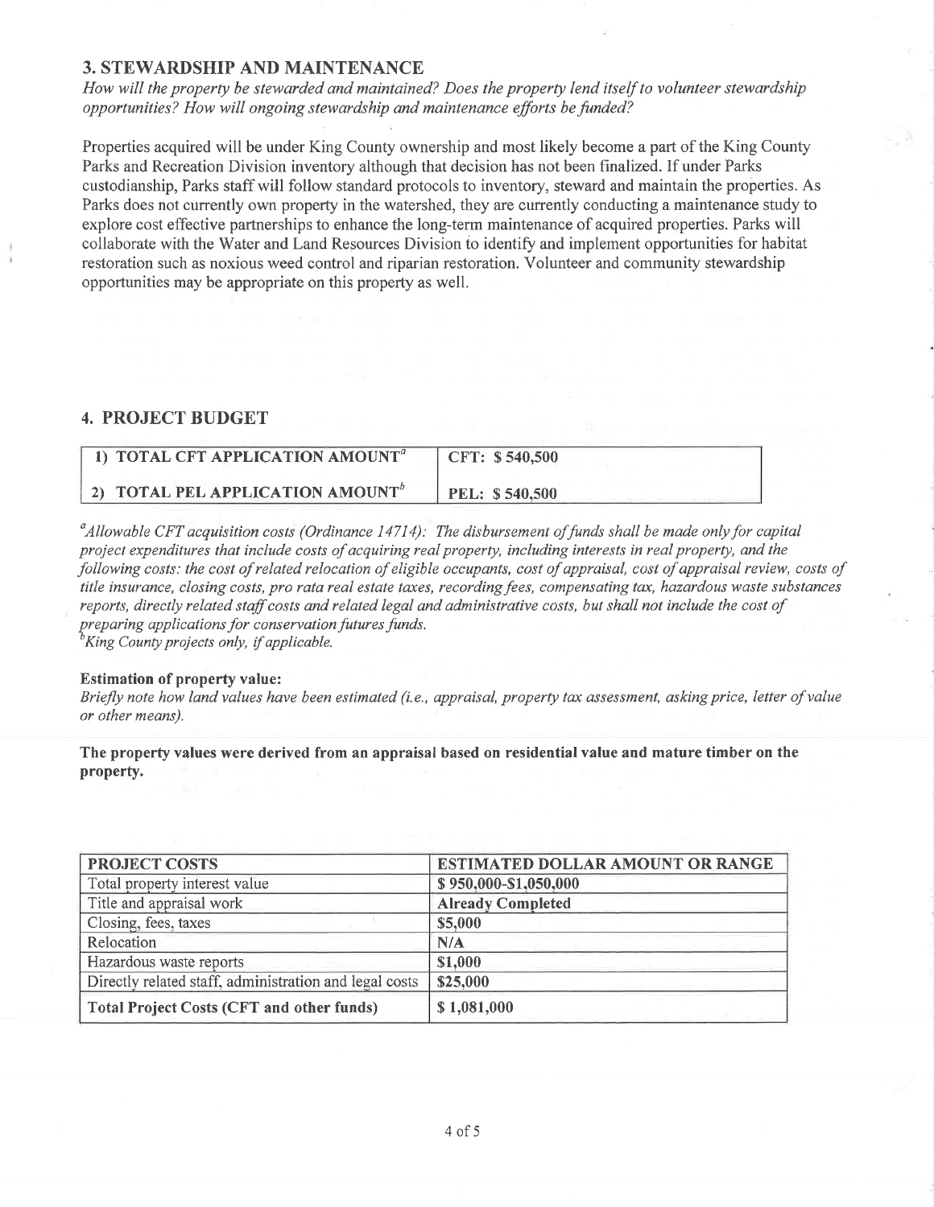## 3. STEWARDSHIP AND MAINTENANCE

*How will the property be stewarded and maintained? Does the property lend itself to volunteer stewardship opportunities? How will ongoing stewardship and maintenance efforts be funded?*

Properties acquired will be under King County ownership and most likely become a part of the King County Parks and Recreation Division inventory although that decision has not been finalized. If under Parks custodianship, Parks staff will follow standard protocols to inventory, steward and maintain the properties. As Parks does not currently own property in the watershed, they are currently conducting a maintenance study to explore cost effective partnerships to enhance the long-term maintenance of acquired properties. Parks will collaborate with the Water and Land Resources Division to identify and implement opportunities for habitat restoration such as noxious weed control and riparian restoration. Volunteer and community stewardship opportunities may be appropriate on this property as well.

## 4. PROJECT BUDGET

| | |
|---|---|
| **1) TOTAL CFT APPLICATION AMOUNT[a]** | **CFT: $ 540,500** |
| **2) TOTAL PEL APPLICATION AMOUNT[b]** | **PEL: $ 540,500** |

*[a]Allowable CFT acquisition costs (Ordinance 14714): The disbursement of funds shall be made only for capital project expenditures that include costs of acquiring real property, including interests in real property, and the following costs: the cost of related relocation of eligible occupants, cost of appraisal, cost of appraisal review, costs of title insurance, closing costs, pro rata real estate taxes, recording fees, compensating tax, hazardous waste substances reports, directly related staff costs and related legal and administrative costs, but shall not include the cost of preparing applications for conservation futures funds.*
*[b]King County projects only, if applicable.*

**Estimation of property value:**

*Briefly note how land values have been estimated (i.e., appraisal, property tax assessment, asking price, letter of value or other means).*

**The property values were derived from an appraisal based on residential value and mature timber on the property.**

| PROJECT COSTS | ESTIMATED DOLLAR AMOUNT OR RANGE |
|---|---|
| Total property interest value | $ 950,000-$1,050,000 |
| Title and appraisal work | **Already Completed** |
| Closing, fees, taxes | **$5,000** |
| Relocation | **N/A** |
| Hazardous waste reports | **$1,000** |
| Directly related staff, administration and legal costs | **$25,000** |
| **Total Project Costs (CFT and other funds)** | $ 1,081,000 |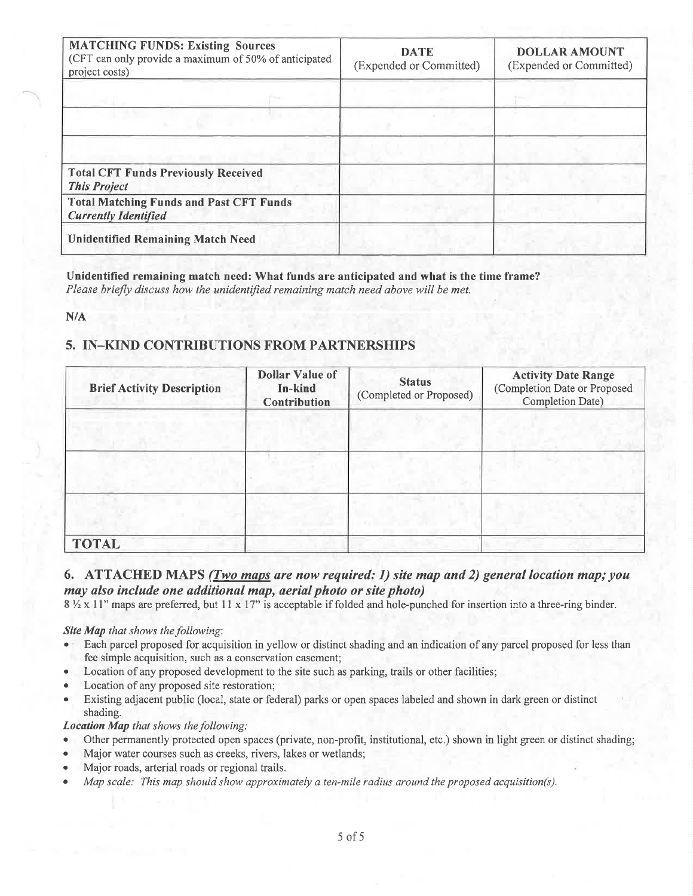| MATCHING FUNDS: Existing Sources (CFT can only provide a maximum of 50% of anticipated project costs) | DATE (Expended or Committed) | DOLLAR AMOUNT (Expended or Committed) |
|---|---|---|
| | | |
| | | |
| | | |
| **Total CFT Funds Previously Received** *This Project* | | |
| **Total Matching Funds and Past CFT Funds** *Currently Identified* | | |
| **Unidentified Remaining Match Need** | | |

**Unidentified remaining match need: What funds are anticipated and what is the time frame?**
*Please briefly discuss how the unidentified remaining match need above will be met.*

**N/A**

## 5. IN–KIND CONTRIBUTIONS FROM PARTNERSHIPS

| Brief Activity Description | Dollar Value of In-kind Contribution | Status (Completed or Proposed) | Activity Date Range (Completion Date or Proposed Completion Date) |
|---|---|---|---|
| | | | |
| | | | |
| | | | |
| **TOTAL** | | | |

## 6. ATTACHED MAPS *(Two maps are now required: 1) site map and 2) general location map; you may also include one additional map, aerial photo or site photo)*

8 ½ x 11" maps are preferred, but 11 x 17" is acceptable if folded and hole-punched for insertion into a three-ring binder.

***Site Map** that shows the following*:

- Each parcel proposed for acquisition in yellow or distinct shading and an indication of any parcel proposed for less than fee simple acquisition, such as a conservation easement;
- Location of any proposed development to the site such as parking, trails or other facilities;
- Location of any proposed site restoration;
- Existing adjacent public (local, state or federal) parks or open spaces labeled and shown in dark green or distinct shading.

***Location Map** that shows the following:*

- Other permanently protected open spaces (private, non-profit, institutional, etc.) shown in light green or distinct shading;
- Major water courses such as creeks, rivers, lakes or wetlands;
- Major roads, arterial roads or regional trails.
- *Map scale: This map should show approximately a ten-mile radius around the proposed acquisition(s).*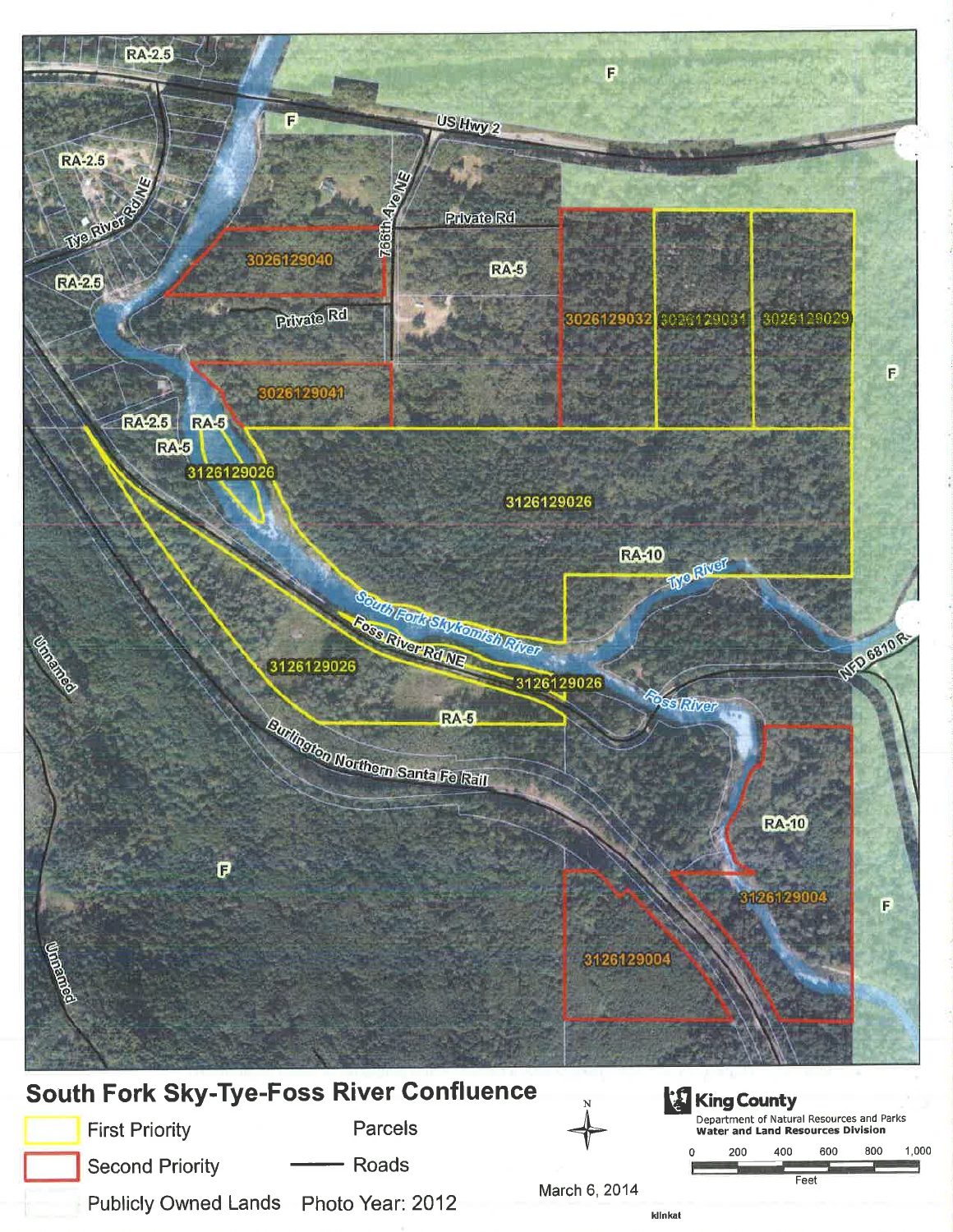# South Fork Sky-Tye-Foss River Confluence

| Legend | |
|---|---|
| First Priority (yellow outline) | Parcels |
| Second Priority (red outline) | Roads |
| Publicly Owned Lands | Photo Year: 2012 |

March 6, 2014

**King County**
Department of Natural Resources and Parks
**Water and Land Resources Division**

Scale: 0 – 200 – 400 – 600 – 800 – 1,000 Feet

klinkat

Map labels: RA-2.5, F, US Hwy 2, Tye River Rd NE, 766th Ave NE, Private Rd, RA-5, RA-10, 3026129040, 3026129041, 3026129032, 3026129031, 3026129029, 3126129026, 3126129004, Tye River, South Fork Skykomish River, Foss River Rd NE, Foss River, NFD 6810 Rd, Burlington Northern Santa Fe Rail, Unnamed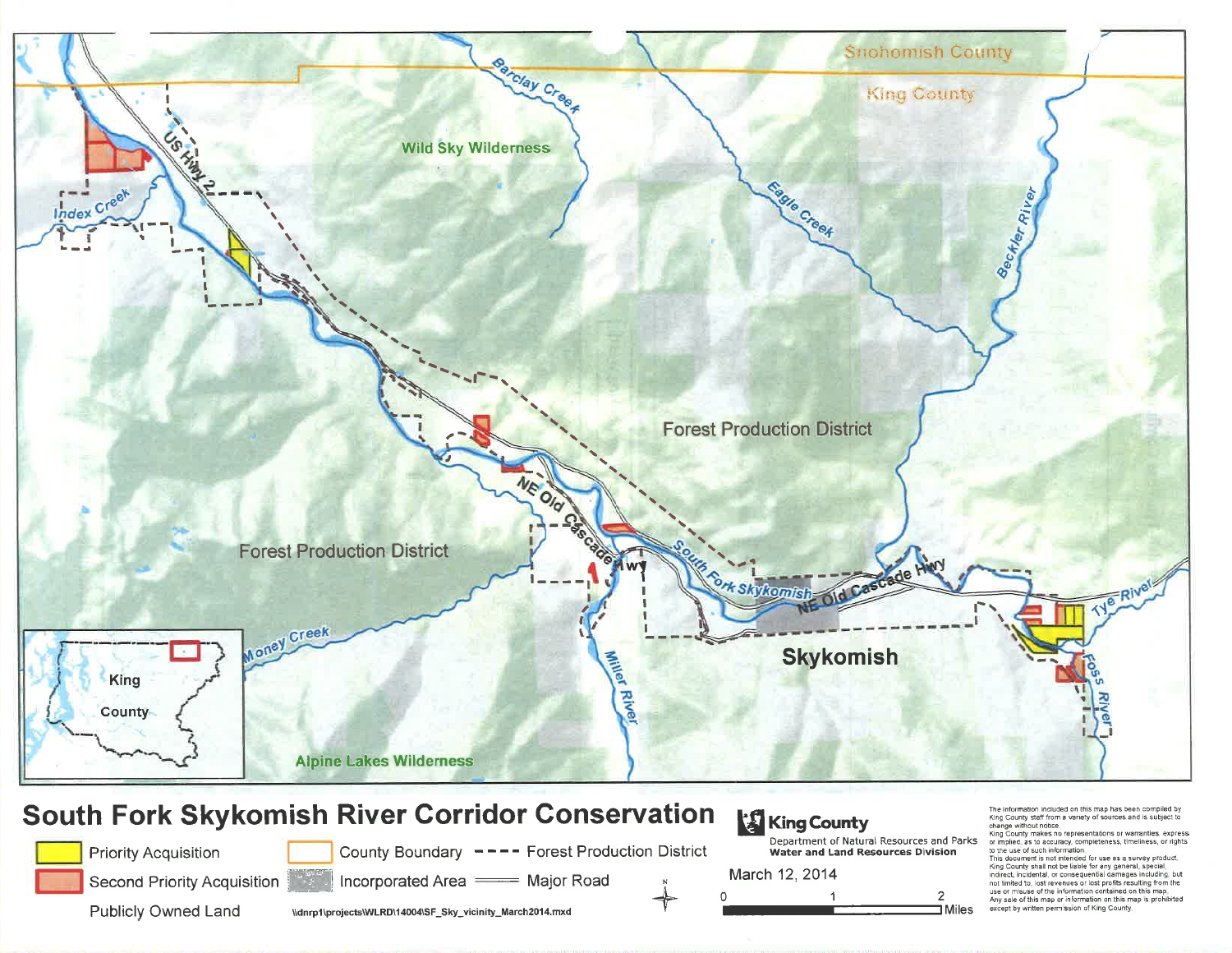# South Fork Skykomish River Corridor Conservation

Snohomish County

King County

Barclay Creek

Wild Sky Wilderness

Eagle Creek

Beckler River

Index Creek

US Hwy 2

Forest Production District

NE Old Cascade Hwy

South Fork Skykomish

NE Old Cascade Hwy

Forest Production District

Money Creek

Miller River

Skykomish

Tye River

Foss River

Alpine Lakes Wilderness

King County

**Legend:**

- Priority Acquisition
- Second Priority Acquisition
- Publicly Owned Land
- County Boundary
- Incorporated Area
- Forest Production District
- Major Road

\\dnrp1\projects\WLRD\14004\SF_Sky_vicinity_March2014.mxd

0 1 2 Miles

King County
Department of Natural Resources and Parks
**Water and Land Resources Division**

March 12, 2014

The information included on this map has been compiled by King County staff from a variety of sources and is subject to change without notice. King County makes no representations or warranties, express or implied, as to accuracy, completeness, timeliness, or rights to the use of such information. This document is not intended for use as a survey product. King County shall not be liable for any general, special, indirect, incidental, or consequential damages including, but not limited to, lost revenues or lost profits resulting from the use or misuse of the information contained on this map. Any sale of this map or information on this map is prohibited except by written permission of King County.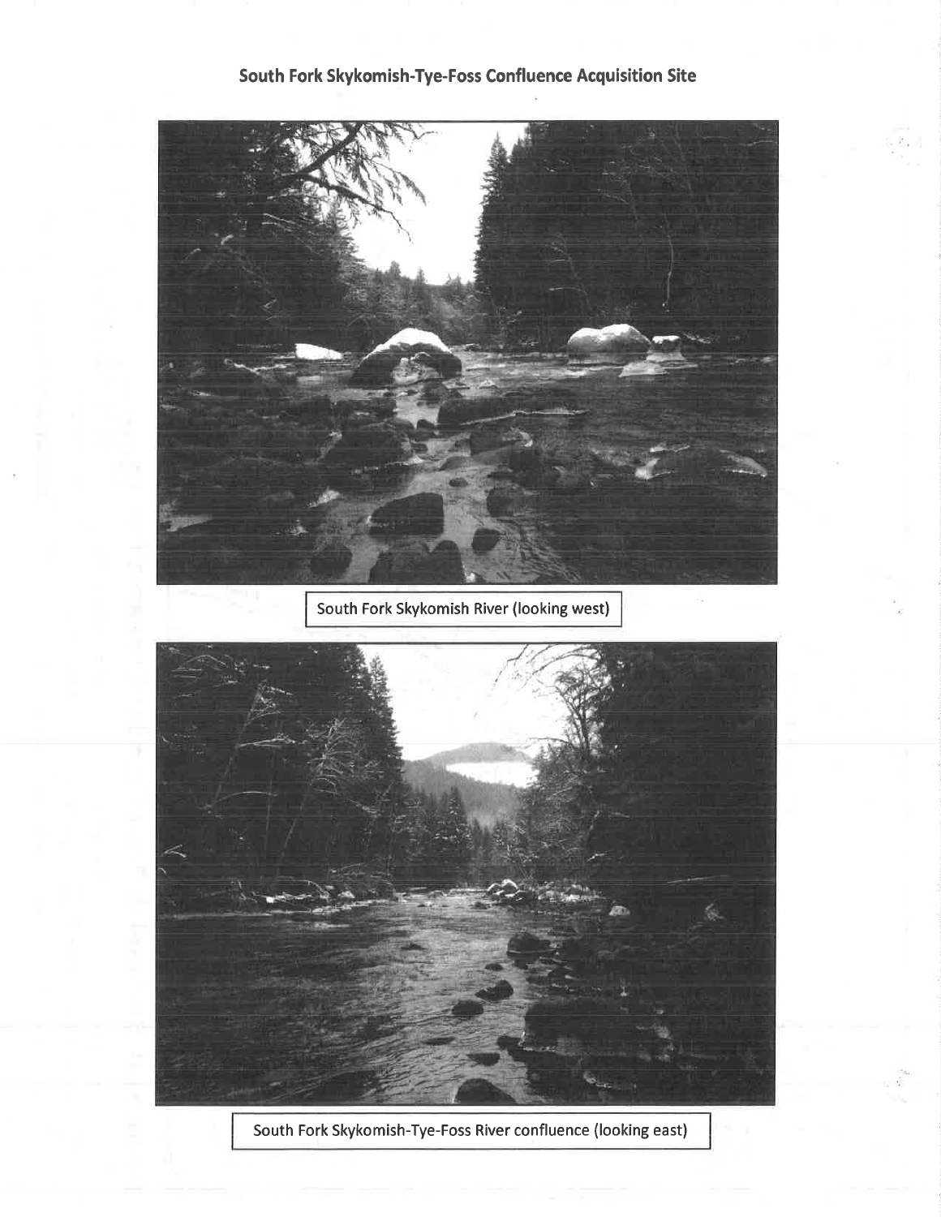# South Fork Skykomish-Tye-Foss Confluence Acquisition Site

South Fork Skykomish River (looking west)

South Fork Skykomish-Tye-Foss River confluence (looking east)